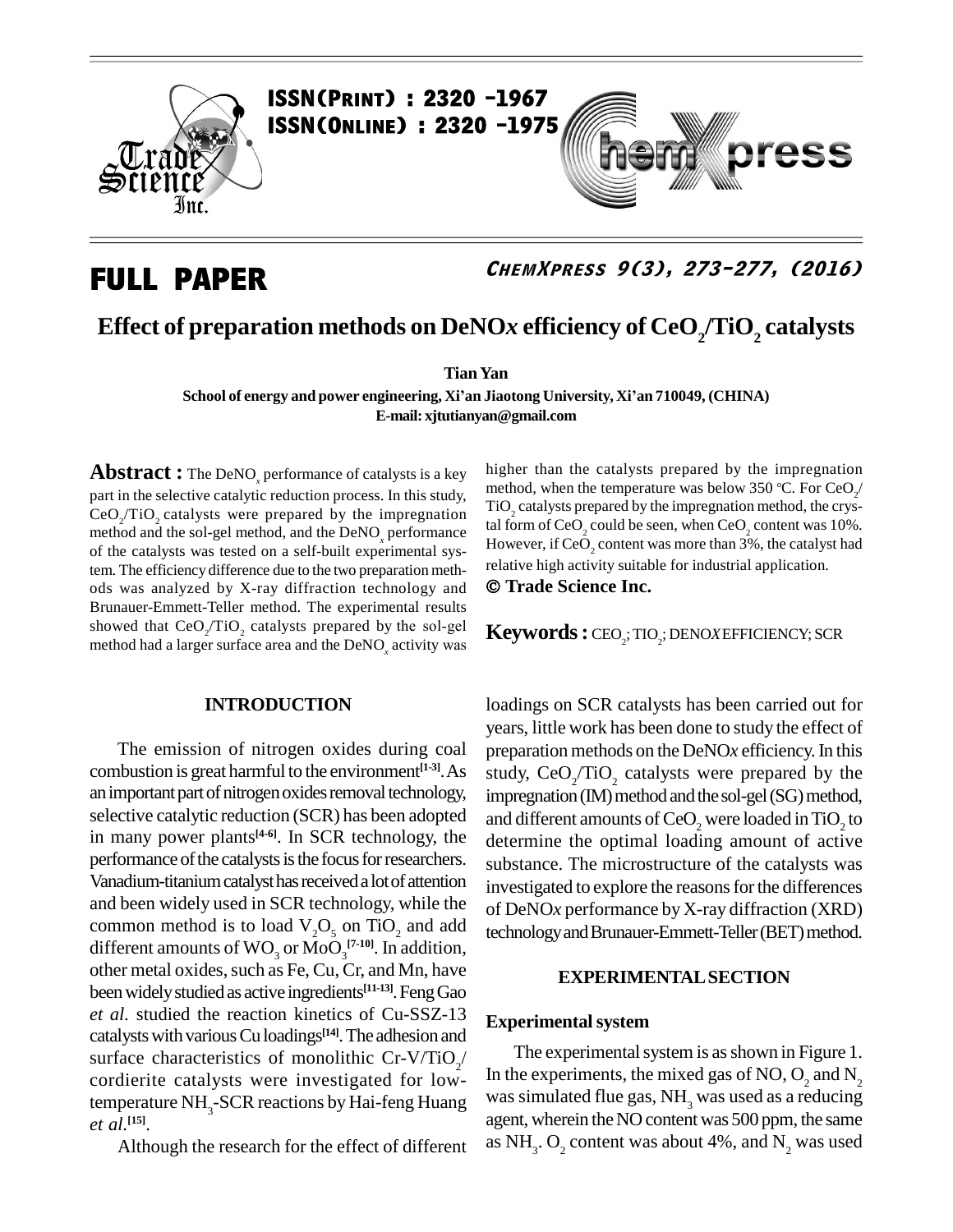ISSN(PRINT) : 2320 -1967
ISSN(ONLINE) : 2320 -1975

FULL PAPER

# Effect of preparation methods on DeNO*x* efficiency of $CeO_2/TiO_2$ catalysts

**Tian Yan**

**School of energy and power engineering, Xi'an Jiaotong University, Xi'an 710049, (CHINA)**
**E-mail: xjtutianyan@gmail.com**

**Abstract :** The DeNO$_x$ performance of catalysts is a key part in the selective catalytic reduction process. In this study, $CeO_2/TiO_2$ catalysts were prepared by the impregnation method and the sol-gel method, and the DeNO$_x$ performance of the catalysts was tested on a self-built experimental system. The efficiency difference due to the two preparation methods was analyzed by X-ray diffraction technology and Brunauer-Emmett-Teller method. The experimental results showed that $CeO_2/TiO_2$ catalysts prepared by the sol-gel method had a larger surface area and the DeNO$_x$ activity was higher than the catalysts prepared by the impregnation method, when the temperature was below 350 ºC. For $CeO_2/TiO_2$ catalysts prepared by the impregnation method, the crystal form of $CeO_2$ could be seen, when $CeO_2$ content was 10%. However, if $CeO_2$ content was more than 3%, the catalyst had relative high activity suitable for industrial application.

**© Trade Science Inc.**

**Keywords :** $CEO_2$; $TIO_2$; DENO*X* EFFICIENCY; SCR

## INTRODUCTION

The emission of nitrogen oxides during coal combustion is great harmful to the environment[1-3]. As an important part of nitrogen oxides removal technology, selective catalytic reduction (SCR) has been adopted in many power plants[4-6]. In SCR technology, the performance of the catalysts is the focus for researchers. Vanadium-titanium catalyst has received a lot of attention and been widely used in SCR technology, while the common method is to load $V_2O_5$ on $TiO_2$ and add different amounts of $WO_3$ or $MoO_3$[7-10]. In addition, other metal oxides, such as Fe, Cu, Cr, and Mn, have been widely studied as active ingredients[11-13]. Feng Gao *et al*. studied the reaction kinetics of Cu-SSZ-13 catalysts with various Cu loadings[14]. The adhesion and surface characteristics of monolithic Cr-V/$TiO_2$/cordierite catalysts were investigated for low-temperature $NH_3$-SCR reactions by Hai-feng Huang *et al*.[15].

Although the research for the effect of different loadings on SCR catalysts has been carried out for years, little work has been done to study the effect of preparation methods on the DeNO*x* efficiency. In this study, $CeO_2/TiO_2$ catalysts were prepared by the impregnation (IM) method and the sol-gel (SG) method, and different amounts of $CeO_2$ were loaded in $TiO_2$ to determine the optimal loading amount of active substance. The microstructure of the catalysts was investigated to explore the reasons for the differences of DeNO*x* performance by X-ray diffraction (XRD) technology and Brunauer-Emmett-Teller (BET) method.

## EXPERIMENTAL SECTION

### Experimental system

The experimental system is as shown in Figure 1. In the experiments, the mixed gas of NO, $O_2$ and $N_2$ was simulated flue gas, $NH_3$ was used as a reducing agent, wherein the NO content was 500 ppm, the same as $NH_3$. $O_2$ content was about 4%, and $N_2$ was used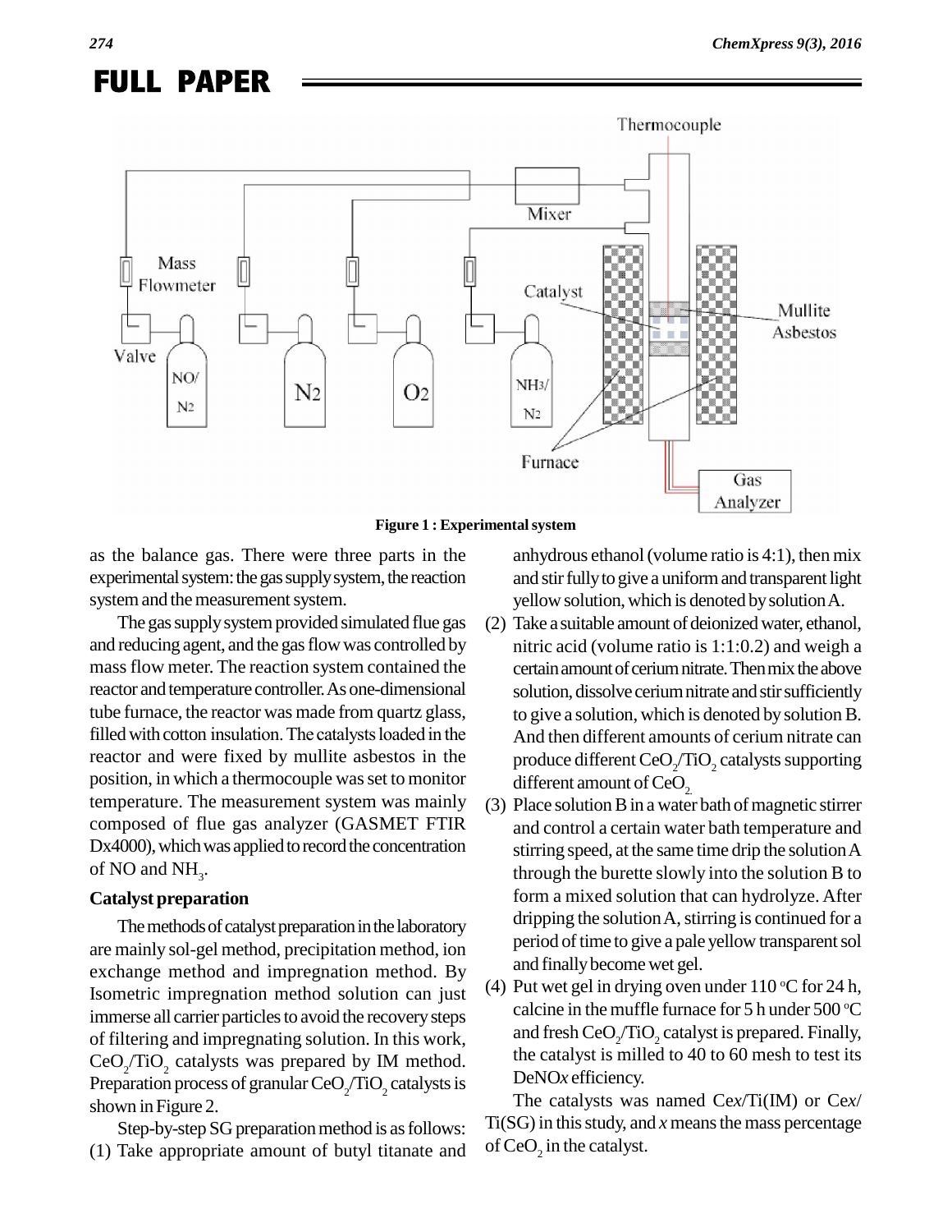Figure 1 : Experimental system

as the balance gas. There were three parts in the experimental system: the gas supply system, the reaction system and the measurement system.

The gas supply system provided simulated flue gas and reducing agent, and the gas flow was controlled by mass flow meter. The reaction system contained the reactor and temperature controller. As one-dimensional tube furnace, the reactor was made from quartz glass, filled with cotton insulation. The catalysts loaded in the reactor and were fixed by mullite asbestos in the position, in which a thermocouple was set to monitor temperature. The measurement system was mainly composed of flue gas analyzer (GASMET FTIR Dx4000), which was applied to record the concentration of NO and $NH_3$.

### Catalyst preparation

The methods of catalyst preparation in the laboratory are mainly sol-gel method, precipitation method, ion exchange method and impregnation method. By Isometric impregnation method solution can just immerse all carrier particles to avoid the recovery steps of filtering and impregnating solution. In this work, $CeO_2/TiO_2$ catalysts was prepared by IM method. Preparation process of granular $CeO_2/TiO_2$ catalysts is shown in Figure 2.

Step-by-step SG preparation method is as follows:

(1) Take appropriate amount of butyl titanate and anhydrous ethanol (volume ratio is 4:1), then mix and stir fully to give a uniform and transparent light yellow solution, which is denoted by solution A.
(2) Take a suitable amount of deionized water, ethanol, nitric acid (volume ratio is 1:1:0.2) and weigh a certain amount of cerium nitrate. Then mix the above solution, dissolve cerium nitrate and stir sufficiently to give a solution, which is denoted by solution B. And then different amounts of cerium nitrate can produce different $CeO_2/TiO_2$ catalysts supporting different amount of $CeO_2$.
(3) Place solution B in a water bath of magnetic stirrer and control a certain water bath temperature and stirring speed, at the same time drip the solution A through the burette slowly into the solution B to form a mixed solution that can hydrolyze. After dripping the solution A, stirring is continued for a period of time to give a pale yellow transparent sol and finally become wet gel.
(4) Put wet gel in drying oven under 110 °C for 24 h, calcine in the muffle furnace for 5 h under 500 °C and fresh $CeO_2/TiO_2$ catalyst is prepared. Finally, the catalyst is milled to 40 to 60 mesh to test its DeNO*x* efficiency.

The catalysts was named Ce*x*/Ti(IM) or Ce*x*/Ti(SG) in this study, and *x* means the mass percentage of $CeO_2$ in the catalyst.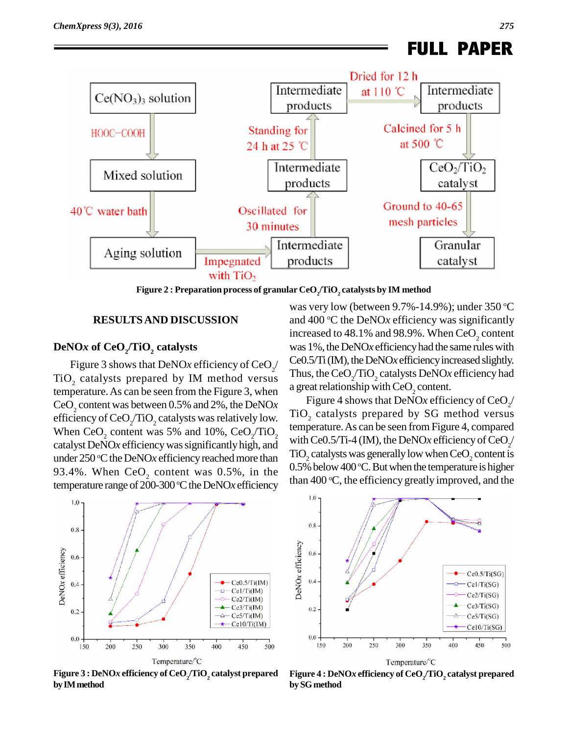Figure 2 : Preparation process of granular $CeO_2/TiO_2$ catalysts by IM method

## RESULTS AND DISCUSSION

### DeNO*x* of $CeO_2/TiO_2$ catalysts

Figure 3 shows that DeNO*x* efficiency of $CeO_2/TiO_2$ catalysts prepared by IM method versus temperature. As can be seen from the Figure 3, when $CeO_2$ content was between 0.5% and 2%, the DeNO*x* efficiency of $CeO_2/TiO_2$ catalysts was relatively low. When $CeO_2$ content was 5% and 10%, $CeO_2/TiO_2$ catalyst DeNO*x* efficiency was significantly high, and under 250 °C the DeNO*x* efficiency reached more than 93.4%. When $CeO_2$ content was 0.5%, in the temperature range of 200-300 °C the DeNO*x* efficiency was very low (between 9.7%-14.9%); under 350 °C and 400 °C the DeNO*x* efficiency was significantly increased to 48.1% and 98.9%. When $CeO_2$ content was 1%, the DeNO*x* efficiency had the same rules with Ce0.5/Ti (IM), the DeNO*x* efficiency increased slightly. Thus, the $CeO_2/TiO_2$ catalysts DeNO*x* efficiency had a great relationship with $CeO_2$ content.

Figure 4 shows that DeNO*x* efficiency of $CeO_2/TiO_2$ catalysts prepared by SG method versus temperature. As can be seen from Figure 4, compared with Ce0.5/Ti-4 (IM), the DeNO*x* efficiency of $CeO_2/TiO_2$ catalysts was generally low when $CeO_2$ content is 0.5% below 400 °C. But when the temperature is higher than 400 °C, the efficiency greatly improved, and the

Figure 3 : DeNO*x* efficiency of $CeO_2/TiO_2$ catalyst prepared by IM method

Figure 4 : DeNO*x* efficiency of $CeO_2/TiO_2$ catalyst prepared by SG method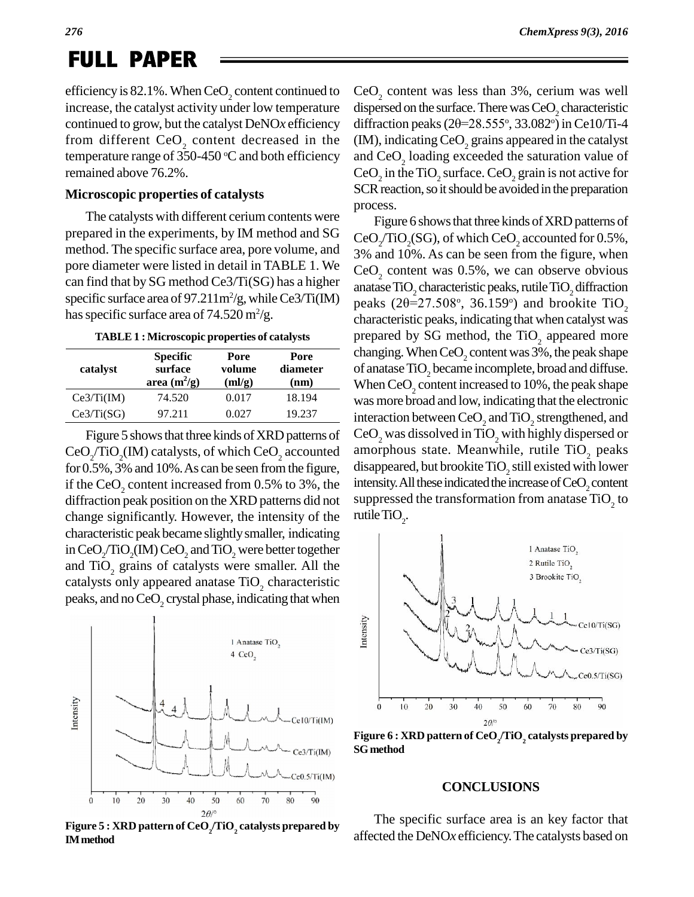efficiency is 82.1%. When $CeO_2$ content continued to increase, the catalyst activity under low temperature continued to grow, but the catalyst DeNO*x* efficiency from different $CeO_2$ content decreased in the temperature range of 350-450 °C and both efficiency remained above 76.2%.

### Microscopic properties of catalysts

The catalysts with different cerium contents were prepared in the experiments, by IM method and SG method. The specific surface area, pore volume, and pore diameter were listed in detail in TABLE 1. We can find that by SG method Ce3/Ti(SG) has a higher specific surface area of 97.211m$^2$/g, while Ce3/Ti(IM) has specific surface area of 74.520 m$^2$/g.

**TABLE 1 : Microscopic properties of catalysts**

| catalyst | Specific surface area (m$^2$/g) | Pore volume (ml/g) | Pore diameter (nm) |
|---|---|---|---|
| Ce3/Ti(IM) | 74.520 | 0.017 | 18.194 |
| Ce3/Ti(SG) | 97.211 | 0.027 | 19.237 |

Figure 5 shows that three kinds of XRD patterns of $CeO_2/TiO_2$(IM) catalysts, of which $CeO_2$ accounted for 0.5%, 3% and 10%. As can be seen from the figure, if the $CeO_2$ content increased from 0.5% to 3%, the diffraction peak position on the XRD patterns did not change significantly. However, the intensity of the characteristic peak became slightly smaller, indicating in $CeO_2/TiO_2$(IM) $CeO_2$ and $TiO_2$ were better together and $TiO_2$ grains of catalysts were smaller. All the catalysts only appeared anatase $TiO_2$ characteristic peaks, and no $CeO_2$ crystal phase, indicating that when $CeO_2$ content was less than 3%, cerium was well dispersed on the surface. There was $CeO_2$ characteristic diffraction peaks (2θ=28.555°, 33.082°) in Ce10/Ti-4 (IM), indicating $CeO_2$ grains appeared in the catalyst and $CeO_2$ loading exceeded the saturation value of $CeO_2$ in the $TiO_2$ surface. $CeO_2$ grain is not active for SCR reaction, so it should be avoided in the preparation process.

Figure 5 : XRD pattern of $CeO_2/TiO_2$ catalysts prepared by IM method

Figure 6 shows that three kinds of XRD patterns of $CeO_2/TiO_2$(SG), of which $CeO_2$ accounted for 0.5%, 3% and 10%. As can be seen from the figure, when $CeO_2$ content was 0.5%, we can observe obvious anatase $TiO_2$ characteristic peaks, rutile $TiO_2$ diffraction peaks (2θ=27.508°, 36.159°) and brookite $TiO_2$ characteristic peaks, indicating that when catalyst was prepared by SG method, the $TiO_2$ appeared more changing. When $CeO_2$ content was 3%, the peak shape of anatase $TiO_2$ became incomplete, broad and diffuse. When $CeO_2$ content increased to 10%, the peak shape was more broad and low, indicating that the electronic interaction between $CeO_2$ and $TiO_2$ strengthened, and $CeO_2$ was dissolved in $TiO_2$ with highly dispersed or amorphous state. Meanwhile, rutile $TiO_2$ peaks disappeared, but brookite $TiO_2$ still existed with lower intensity. All these indicated the increase of $CeO_2$ content suppressed the transformation from anatase $TiO_2$ to rutile $TiO_2$.

Figure 6 : XRD pattern of $CeO_2/TiO_2$ catalysts prepared by SG method

## CONCLUSIONS

The specific surface area is an key factor that affected the DeNO*x* efficiency. The catalysts based on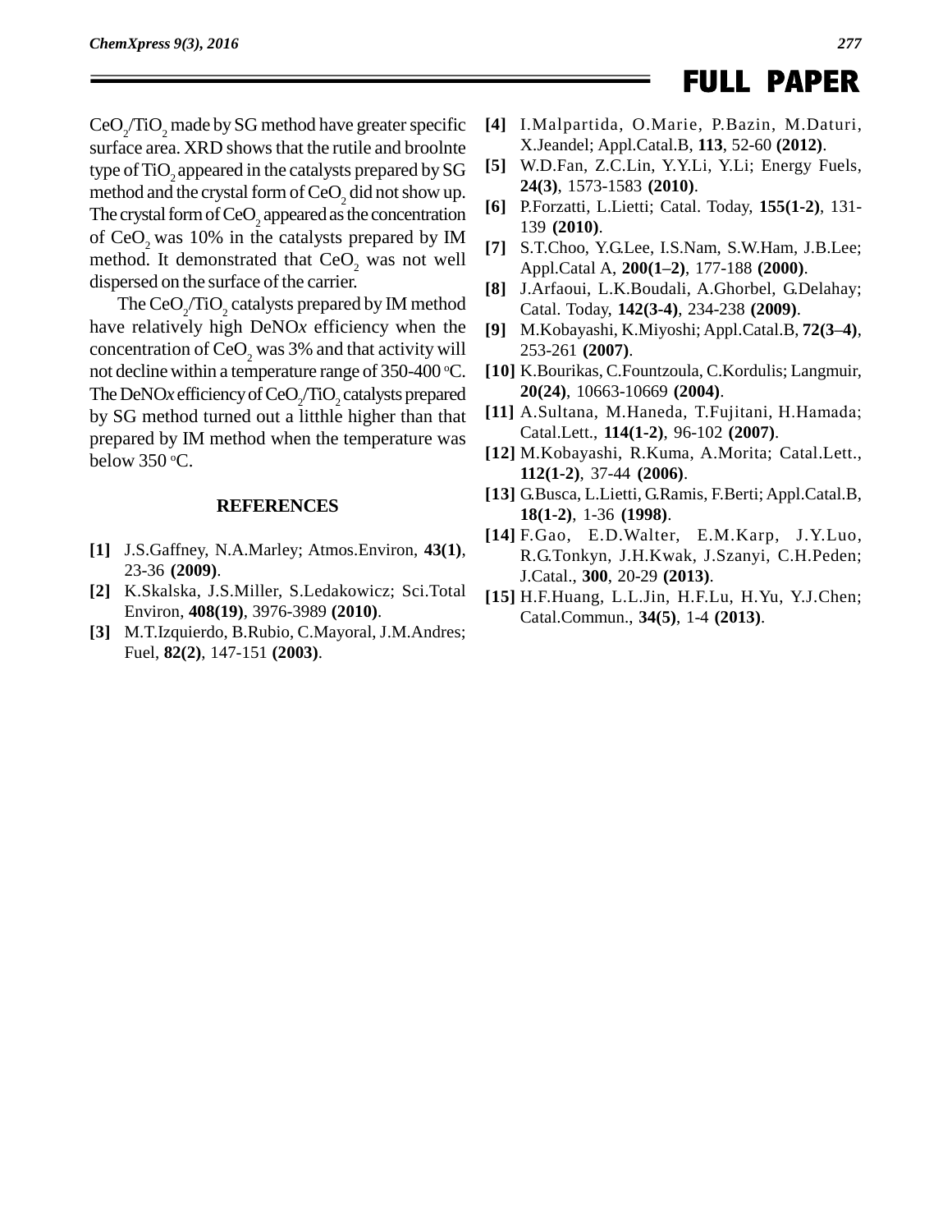$CeO_2/TiO_2$ made by SG method have greater specific surface area. XRD shows that the rutile and broolnte type of $TiO_2$ appeared in the catalysts prepared by SG method and the crystal form of $CeO_2$ did not show up. The crystal form of $CeO_2$ appeared as the concentration of $CeO_2$ was 10% in the catalysts prepared by IM method. It demonstrated that $CeO_2$ was not well dispersed on the surface of the carrier.

The $CeO_2/TiO_2$ catalysts prepared by IM method have relatively high DeNO*x* efficiency when the concentration of $CeO_2$ was 3% and that activity will not decline within a temperature range of 350-400 $^{o}$C. The DeNO*x* efficiency of $CeO_2/TiO_2$ catalysts prepared by SG method turned out a litthle higher than that prepared by IM method when the temperature was below 350 $^{o}$C.

## REFERENCES

**[1]** J.S.Gaffney, N.A.Marley; Atmos.Environ, **43(1)**, 23-36 **(2009)**.

**[2]** K.Skalska, J.S.Miller, S.Ledakowicz; Sci.Total Environ, **408(19)**, 3976-3989 **(2010)**.

**[3]** M.T.Izquierdo, B.Rubio, C.Mayoral, J.M.Andres; Fuel, **82(2)**, 147-151 **(2003)**.

**[4]** I.Malpartida, O.Marie, P.Bazin, M.Daturi, X.Jeandel; Appl.Catal.B, **113**, 52-60 **(2012)**.

**[5]** W.D.Fan, Z.C.Lin, Y.Y.Li, Y.Li; Energy Fuels, **24(3)**, 1573-1583 **(2010)**.

**[6]** P.Forzatti, L.Lietti; Catal. Today, **155(1-2)**, 131-139 **(2010)**.

**[7]** S.T.Choo, Y.G.Lee, I.S.Nam, S.W.Ham, J.B.Lee; Appl.Catal A, **200(1–2)**, 177-188 **(2000)**.

**[8]** J.Arfaoui, L.K.Boudali, A.Ghorbel, G.Delahay; Catal. Today, **142(3-4)**, 234-238 **(2009)**.

**[9]** M.Kobayashi, K.Miyoshi; Appl.Catal.B, **72(3–4)**, 253-261 **(2007)**.

**[10]** K.Bourikas, C.Fountzoula, C.Kordulis; Langmuir, **20(24)**, 10663-10669 **(2004)**.

**[11]** A.Sultana, M.Haneda, T.Fujitani, H.Hamada; Catal.Lett., **114(1-2)**, 96-102 **(2007)**.

**[12]** M.Kobayashi, R.Kuma, A.Morita; Catal.Lett., **112(1-2)**, 37-44 **(2006)**.

**[13]** G.Busca, L.Lietti, G.Ramis, F.Berti; Appl.Catal.B, **18(1-2)**, 1-36 **(1998)**.

**[14]** F.Gao, E.D.Walter, E.M.Karp, J.Y.Luo, R.G.Tonkyn, J.H.Kwak, J.Szanyi, C.H.Peden; J.Catal., **300**, 20-29 **(2013)**.

**[15]** H.F.Huang, L.L.Jin, H.F.Lu, H.Yu, Y.J.Chen; Catal.Commun., **34(5)**, 1-4 **(2013)**.